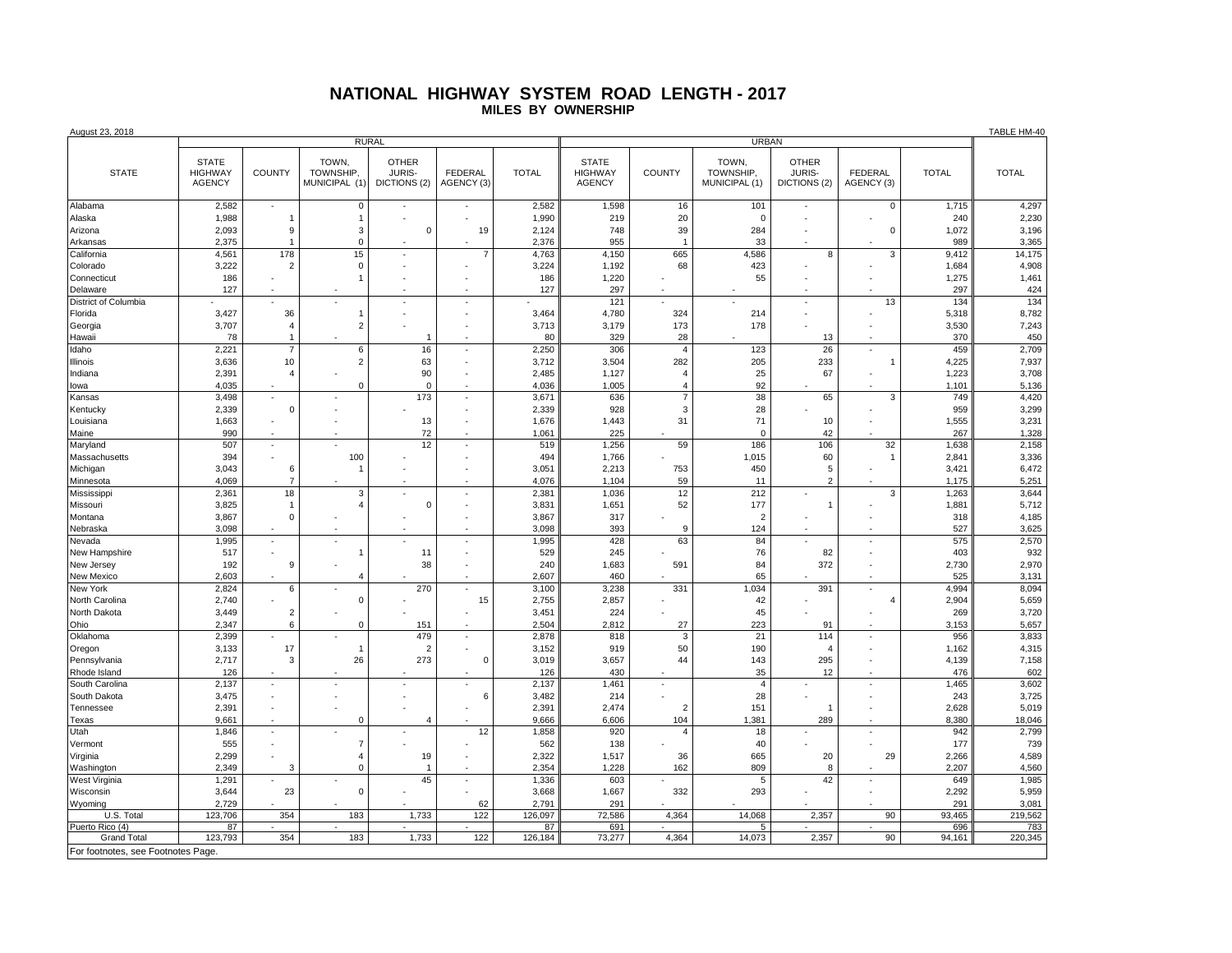# NATIONAL HIGHWAY SYSTEM ROAD LENGTH - 2017

## MILES BY OWNERSHIP

August 23, 2018 TABLE HM-40

| STATE | RURAL | | | | | | URBAN | | | | | | TOTAL |
|---|---|---|---|---|---|---|---|---|---|---|---|---|---|
| | STATE HIGHWAY AGENCY | COUNTY | TOWN, TOWNSHIP, MUNICIPAL (1) | OTHER JURIS-DICTIONS (2) | FEDERAL AGENCY (3) | TOTAL | STATE HIGHWAY AGENCY | COUNTY | TOWN, TOWNSHIP, MUNICIPAL (1) | OTHER JURIS-DICTIONS (2) | FEDERAL AGENCY (3) | TOTAL | |
| Alabama | 2,582 | - | 0 | - | - | 2,582 | 1,598 | 16 | 101 | - | 0 | 1,715 | 4,297 |
| Alaska | 1,988 | 1 | 1 | - | - | 1,990 | 219 | 20 | 0 | - | - | 240 | 2,230 |
| Arizona | 2,093 | 9 | 3 | 0 | 19 | 2,124 | 748 | 39 | 284 | - | 0 | 1,072 | 3,196 |
| Arkansas | 2,375 | 1 | 0 | - | - | 2,376 | 955 | 1 | 33 | - | - | 989 | 3,365 |
| California | 4,561 | 178 | 15 | - | 7 | 4,763 | 4,150 | 665 | 4,586 | 8 | 3 | 9,412 | 14,175 |
| Colorado | 3,222 | 2 | 0 | - | - | 3,224 | 1,192 | 68 | 423 | - | - | 1,684 | 4,908 |
| Connecticut | 186 | - | 1 | - | - | 186 | 1,220 | - | 55 | - | - | 1,275 | 1,461 |
| Delaware | 127 | - | - | - | - | 127 | 297 | - | - | - | - | 297 | 424 |
| District of Columbia | - | - | - | - | - | - | 121 | - | - | - | 13 | 134 | 134 |
| Florida | 3,427 | 36 | 1 | - | - | 3,464 | 4,780 | 324 | 214 | - | - | 5,318 | 8,782 |
| Georgia | 3,707 | 4 | 2 | - | - | 3,713 | 3,179 | 173 | 178 | - | - | 3,530 | 7,243 |
| Hawaii | 78 | 1 | - | 1 | - | 80 | 329 | 28 | - | 13 | - | 370 | 450 |
| Idaho | 2,221 | 7 | 6 | 16 | - | 2,250 | 306 | 4 | 123 | 26 | - | 459 | 2,709 |
| Illinois | 3,636 | 10 | 2 | 63 | - | 3,712 | 3,504 | 282 | 205 | 233 | 1 | 4,225 | 7,937 |
| Indiana | 2,391 | 4 | - | 90 | - | 2,485 | 1,127 | 4 | 25 | 67 | - | 1,223 | 3,708 |
| Iowa | 4,035 | - | 0 | 0 | - | 4,036 | 1,005 | 4 | 92 | - | - | 1,101 | 5,136 |
| Kansas | 3,498 | - | - | 173 | - | 3,671 | 636 | 7 | 38 | 65 | 3 | 749 | 4,420 |
| Kentucky | 2,339 | 0 | - | - | - | 2,339 | 928 | 3 | 28 | - | - | 959 | 3,299 |
| Louisiana | 1,663 | - | - | 13 | - | 1,676 | 1,443 | 31 | 71 | 10 | - | 1,555 | 3,231 |
| Maine | 990 | - | - | 72 | - | 1,061 | 225 | - | 0 | 42 | - | 267 | 1,328 |
| Maryland | 507 | - | - | 12 | - | 519 | 1,256 | 59 | 186 | 106 | 32 | 1,638 | 2,158 |
| Massachusetts | 394 | - | 100 | - | - | 494 | 1,766 | - | 1,015 | 60 | 1 | 2,841 | 3,336 |
| Michigan | 3,043 | 6 | 1 | - | - | 3,051 | 2,213 | 753 | 450 | 5 | - | 3,421 | 6,472 |
| Minnesota | 4,069 | 7 | - | - | - | 4,076 | 1,104 | 59 | 11 | 2 | - | 1,175 | 5,251 |
| Mississippi | 2,361 | 18 | 3 | - | - | 2,381 | 1,036 | 12 | 212 | - | 3 | 1,263 | 3,644 |
| Missouri | 3,825 | 1 | 4 | 0 | - | 3,831 | 1,651 | 52 | 177 | 1 | - | 1,881 | 5,712 |
| Montana | 3,867 | 0 | - | - | - | 3,867 | 317 | - | 2 | - | - | 318 | 4,185 |
| Nebraska | 3,098 | - | - | - | - | 3,098 | 393 | 9 | 124 | - | - | 527 | 3,625 |
| Nevada | 1,995 | - | - | - | - | 1,995 | 428 | 63 | 84 | - | - | 575 | 2,570 |
| New Hampshire | 517 | - | 1 | 11 | - | 529 | 245 | - | 76 | 82 | - | 403 | 932 |
| New Jersey | 192 | 9 | - | 38 | - | 240 | 1,683 | 591 | 84 | 372 | - | 2,730 | 2,970 |
| New Mexico | 2,603 | - | 4 | - | - | 2,607 | 460 | - | 65 | - | - | 525 | 3,131 |
| New York | 2,824 | 6 | - | 270 | - | 3,100 | 3,238 | 331 | 1,034 | 391 | - | 4,994 | 8,094 |
| North Carolina | 2,740 | - | 0 | - | 15 | 2,755 | 2,857 | - | 42 | - | 4 | 2,904 | 5,659 |
| North Dakota | 3,449 | 2 | - | - | - | 3,451 | 224 | - | 45 | - | - | 269 | 3,720 |
| Ohio | 2,347 | 6 | 0 | 151 | - | 2,504 | 2,812 | 27 | 223 | 91 | - | 3,153 | 5,657 |
| Oklahoma | 2,399 | - | - | 479 | - | 2,878 | 818 | 3 | 21 | 114 | - | 956 | 3,833 |
| Oregon | 3,133 | 17 | 1 | 2 | - | 3,152 | 919 | 50 | 190 | 4 | - | 1,162 | 4,315 |
| Pennsylvania | 2,717 | 3 | 26 | 273 | 0 | 3,019 | 3,657 | 44 | 143 | 295 | - | 4,139 | 7,158 |
| Rhode Island | 126 | - | - | - | - | 126 | 430 | - | 35 | 12 | - | 476 | 602 |
| South Carolina | 2,137 | - | - | - | - | 2,137 | 1,461 | - | 4 | - | - | 1,465 | 3,602 |
| South Dakota | 3,475 | - | - | - | 6 | 3,482 | 214 | - | 28 | - | - | 243 | 3,725 |
| Tennessee | 2,391 | - | - | - | - | 2,391 | 2,474 | 2 | 151 | 1 | - | 2,628 | 5,019 |
| Texas | 9,661 | - | 0 | 4 | - | 9,666 | 6,606 | 104 | 1,381 | 289 | - | 8,380 | 18,046 |
| Utah | 1,846 | - | - | - | 12 | 1,858 | 920 | 4 | 18 | - | - | 942 | 2,799 |
| Vermont | 555 | - | 7 | - | - | 562 | 138 | - | 40 | - | - | 177 | 739 |
| Virginia | 2,299 | - | 4 | 19 | - | 2,322 | 1,517 | 36 | 665 | 20 | 29 | 2,266 | 4,589 |
| Washington | 2,349 | 3 | 0 | 1 | - | 2,354 | 1,228 | 162 | 809 | 8 | - | 2,207 | 4,560 |
| West Virginia | 1,291 | - | - | 45 | - | 1,336 | 603 | - | 5 | 42 | - | 649 | 1,985 |
| Wisconsin | 3,644 | 23 | 0 | - | - | 3,668 | 1,667 | 332 | 293 | - | - | 2,292 | 5,959 |
| Wyoming | 2,729 | - | - | - | 62 | 2,791 | 291 | - | - | - | - | 291 | 3,081 |
| U.S. Total | 123,706 | 354 | 183 | 1,733 | 122 | 126,097 | 72,586 | 4,364 | 14,068 | 2,357 | 90 | 93,465 | 219,562 |
| Puerto Rico (4) | 87 | - | - | - | - | 87 | 691 | - | 5 | - | - | 696 | 783 |
| Grand Total | 123,793 | 354 | 183 | 1,733 | 122 | 126,184 | 73,277 | 4,364 | 14,073 | 2,357 | 90 | 94,161 | 220,345 |

For footnotes, see Footnotes Page.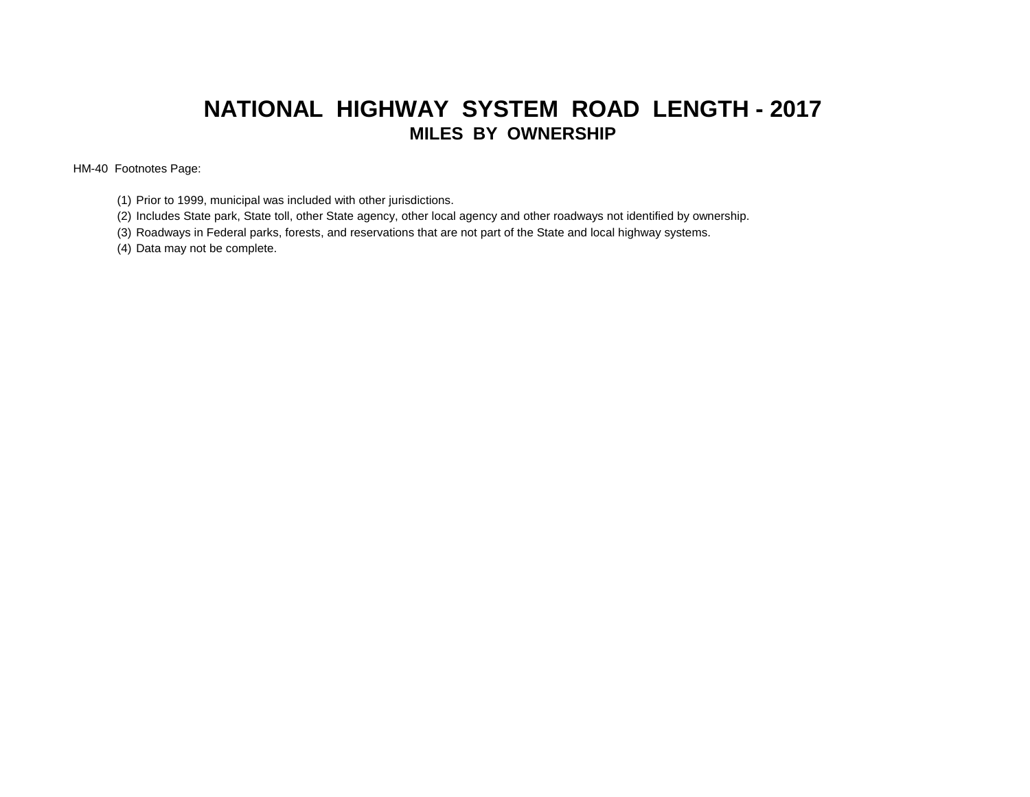# NATIONAL HIGHWAY SYSTEM ROAD LENGTH - 2017

## MILES BY OWNERSHIP

HM-40 Footnotes Page:

(1) Prior to 1999, municipal was included with other jurisdictions.
(2) Includes State park, State toll, other State agency, other local agency and other roadways not identified by ownership.
(3) Roadways in Federal parks, forests, and reservations that are not part of the State and local highway systems.
(4) Data may not be complete.